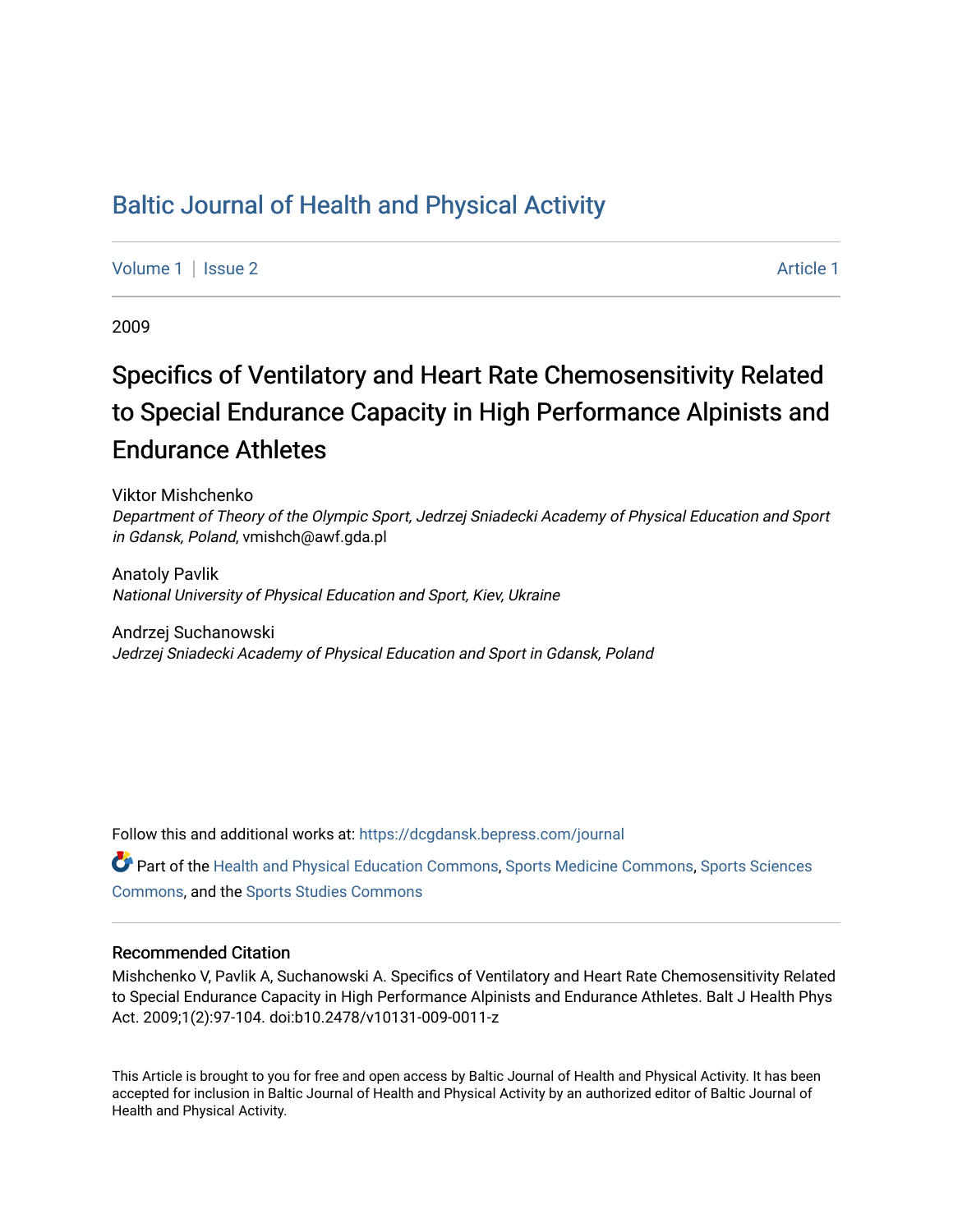# Baltic Journal of Health and Physical Activity

Volume 1 | Issue 2 Article 1

2009

# Specifics of Ventilatory and Heart Rate Chemosensitivity Related to Special Endurance Capacity in High Performance Alpinists and Endurance Athletes

Viktor Mishchenko
*Department of Theory of the Olympic Sport, Jedrzej Sniadecki Academy of Physical Education and Sport in Gdansk, Poland*, vmishch@awf.gda.pl

Anatoly Pavlik
*National University of Physical Education and Sport, Kiev, Ukraine*

Andrzej Suchanowski
*Jedrzej Sniadecki Academy of Physical Education and Sport in Gdansk, Poland*

Follow this and additional works at: https://dcgdansk.bepress.com/journal

Part of the Health and Physical Education Commons, Sports Medicine Commons, Sports Sciences Commons, and the Sports Studies Commons

## Recommended Citation

Mishchenko V, Pavlik A, Suchanowski A. Specifics of Ventilatory and Heart Rate Chemosensitivity Related to Special Endurance Capacity in High Performance Alpinists and Endurance Athletes. Balt J Health Phys Act. 2009;1(2):97-104. doi:b10.2478/v10131-009-0011-z

This Article is brought to you for free and open access by Baltic Journal of Health and Physical Activity. It has been accepted for inclusion in Baltic Journal of Health and Physical Activity by an authorized editor of Baltic Journal of Health and Physical Activity.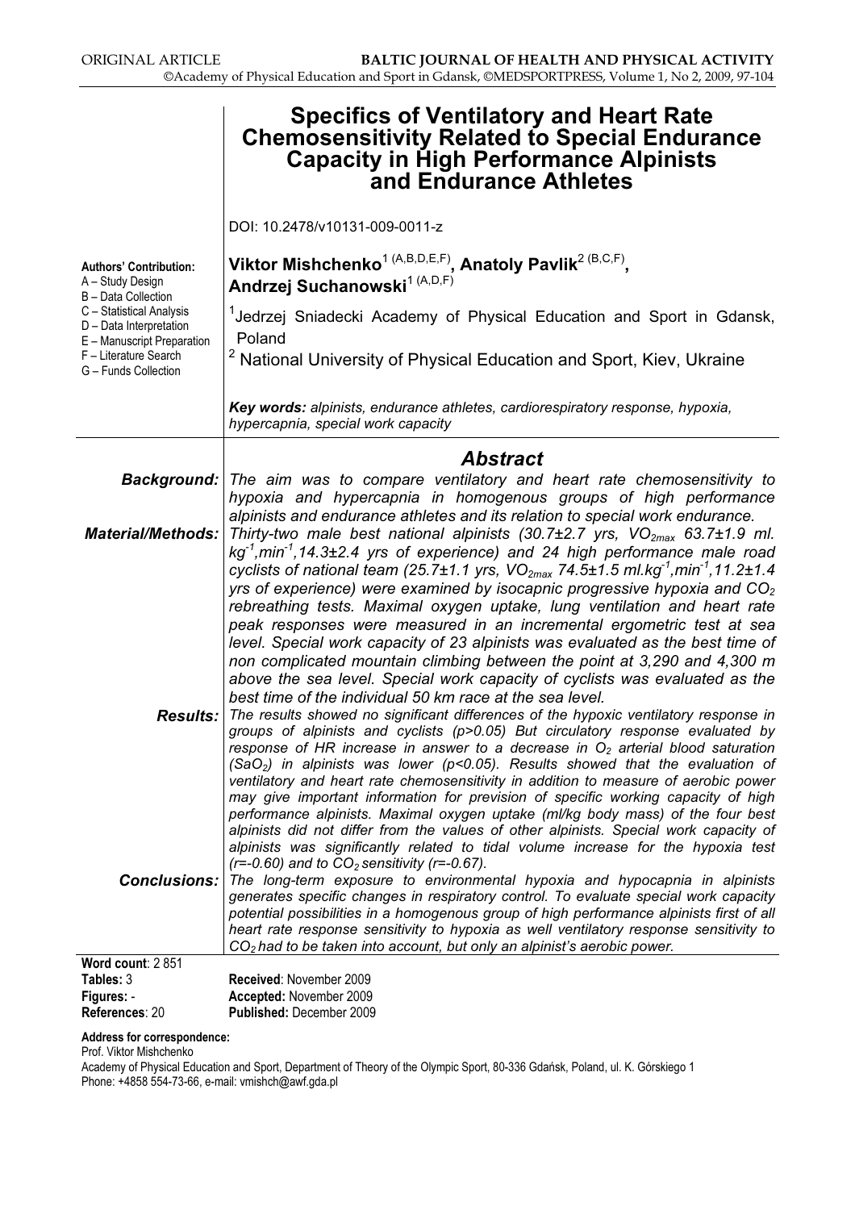# Specifics of Ventilatory and Heart Rate Chemosensitivity Related to Special Endurance Capacity in High Performance Alpinists and Endurance Athletes

DOI: 10.2478/v10131-009-0011-z

**Authors' Contribution:**
A – Study Design
B – Data Collection
C – Statistical Analysis
D – Data Interpretation
E – Manuscript Preparation
F – Literature Search
G – Funds Collection

**Viktor Mishchenko**[1 (A,B,D,E,F)], **Anatoly Pavlik**[2 (B,C,F)], **Andrzej Suchanowski**[1 (A,D,F)]

[1] Jedrzej Sniadecki Academy of Physical Education and Sport in Gdansk, Poland

[2] National University of Physical Education and Sport, Kiev, Ukraine

***Key words:*** *alpinists, endurance athletes, cardiorespiratory response, hypoxia, hypercapnia, special work capacity*

## *Abstract*

***Background:*** *The aim was to compare ventilatory and heart rate chemosensitivity to hypoxia and hypercapnia in homogenous groups of high performance alpinists and endurance athletes and its relation to special work endurance.*

***Material/Methods:*** *Thirty-two male best national alpinists (30.7±2.7 yrs, $VO_{2max}$ 63.7±1.9 ml. $kg^{-1}$,$min^{-1}$,14.3±2.4 yrs of experience) and 24 high performance male road cyclists of national team (25.7±1.1 yrs, $VO_{2max}$ 74.5±1.5 ml.$kg^{-1}$,$min^{-1}$,11.2±1.4 yrs of experience) were examined by isocapnic progressive hypoxia and $CO_2$ rebreathing tests. Maximal oxygen uptake, lung ventilation and heart rate peak responses were measured in an incremental ergometric test at sea level. Special work capacity of 23 alpinists was evaluated as the best time of non complicated mountain climbing between the point at 3,290 and 4,300 m above the sea level. Special work capacity of cyclists was evaluated as the best time of the individual 50 km race at the sea level.*

***Results:*** *The results showed no significant differences of the hypoxic ventilatory response in groups of alpinists and cyclists (p>0.05) But circulatory response evaluated by response of HR increase in answer to a decrease in $O_2$ arterial blood saturation ($SaO_2$) in alpinists was lower (p<0.05). Results showed that the evaluation of ventilatory and heart rate chemosensitivity in addition to measure of aerobic power may give important information for prevision of specific working capacity of high performance alpinists. Maximal oxygen uptake (ml/kg body mass) of the four best alpinists did not differ from the values of other alpinists. Special work capacity of alpinists was significantly related to tidal volume increase for the hypoxia test (r=-0.60) and to $CO_2$ sensitivity (r=-0.67).*

***Conclusions:*** *The long-term exposure to environmental hypoxia and hypocapnia in alpinists generates specific changes in respiratory control. To evaluate special work capacity potential possibilities in a homogenous group of high performance alpinists first of all heart rate response sensitivity to hypoxia as well ventilatory response sensitivity to $CO_2$ had to be taken into account, but only an alpinist's aerobic power.*

**Word count**: 2 851
**Tables:** 3
**Figures:** -
**References**: 20

**Received**: November 2009
**Accepted:** November 2009
**Published:** December 2009

**Address for correspondence:**
Prof. Viktor Mishchenko
Academy of Physical Education and Sport, Department of Theory of the Olympic Sport, 80-336 Gdańsk, Poland, ul. K. Górskiego 1
Phone: +4858 554-73-66, e-mail: vmishch@awf.gda.pl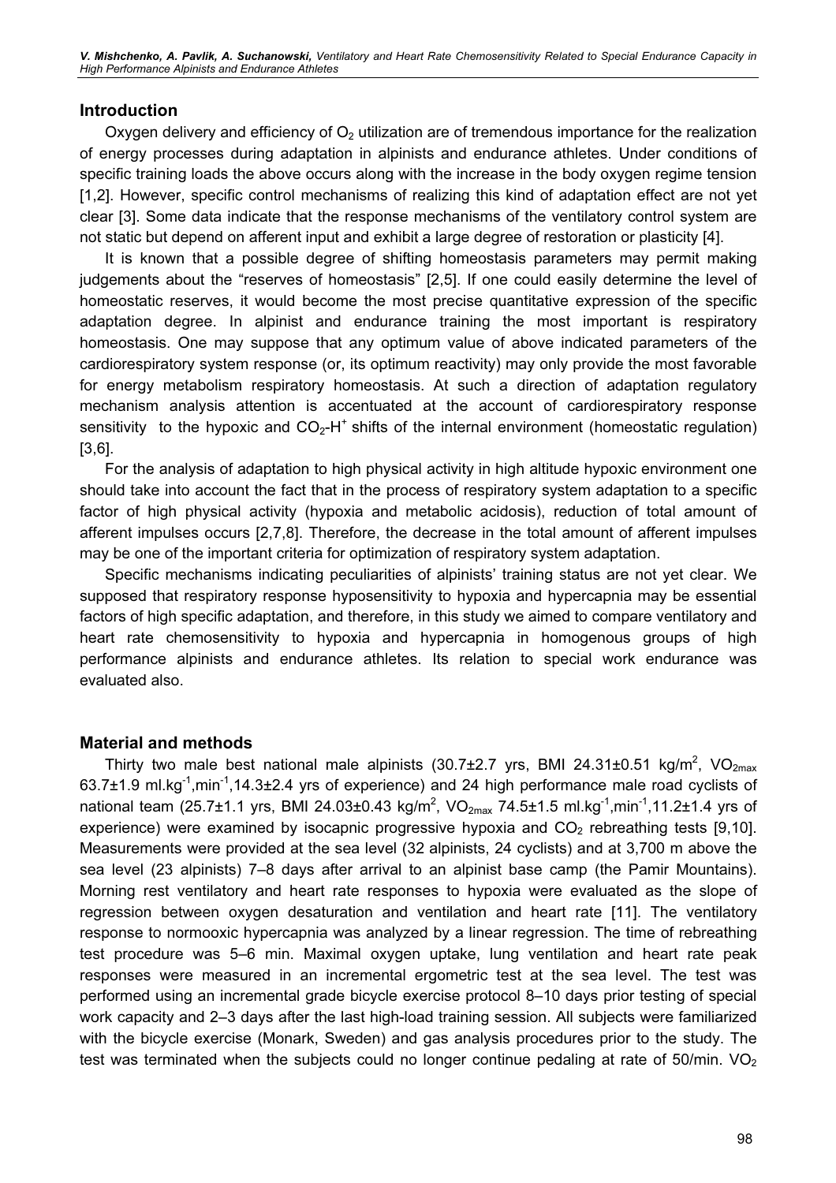## Introduction

Oxygen delivery and efficiency of $O_2$ utilization are of tremendous importance for the realization of energy processes during adaptation in alpinists and endurance athletes. Under conditions of specific training loads the above occurs along with the increase in the body oxygen regime tension [1,2]. However, specific control mechanisms of realizing this kind of adaptation effect are not yet clear [3]. Some data indicate that the response mechanisms of the ventilatory control system are not static but depend on afferent input and exhibit a large degree of restoration or plasticity [4].

It is known that a possible degree of shifting homeostasis parameters may permit making judgements about the "reserves of homeostasis" [2,5]. If one could easily determine the level of homeostatic reserves, it would become the most precise quantitative expression of the specific adaptation degree. In alpinist and endurance training the most important is respiratory homeostasis. One may suppose that any optimum value of above indicated parameters of the cardiorespiratory system response (or, its optimum reactivity) may only provide the most favorable for energy metabolism respiratory homeostasis. At such a direction of adaptation regulatory mechanism analysis attention is accentuated at the account of cardiorespiratory response sensitivity to the hypoxic and $CO_2$-$H^+$ shifts of the internal environment (homeostatic regulation) [3,6].

For the analysis of adaptation to high physical activity in high altitude hypoxic environment one should take into account the fact that in the process of respiratory system adaptation to a specific factor of high physical activity (hypoxia and metabolic acidosis), reduction of total amount of afferent impulses occurs [2,7,8]. Therefore, the decrease in the total amount of afferent impulses may be one of the important criteria for optimization of respiratory system adaptation.

Specific mechanisms indicating peculiarities of alpinists' training status are not yet clear. We supposed that respiratory response hyposensitivity to hypoxia and hypercapnia may be essential factors of high specific adaptation, and therefore, in this study we aimed to compare ventilatory and heart rate chemosensitivity to hypoxia and hypercapnia in homogenous groups of high performance alpinists and endurance athletes. Its relation to special work endurance was evaluated also.

## Material and methods

Thirty two male best national male alpinists (30.7±2.7 yrs, BMI 24.31±0.51 kg/m$^2$, $VO_{2max}$ 63.7±1.9 ml.kg$^{-1}$,min$^{-1}$,14.3±2.4 yrs of experience) and 24 high performance male road cyclists of national team (25.7±1.1 yrs, BMI 24.03±0.43 kg/m$^2$, $VO_{2max}$ 74.5±1.5 ml.kg$^{-1}$,min$^{-1}$,11.2±1.4 yrs of experience) were examined by isocapnic progressive hypoxia and $CO_2$ rebreathing tests [9,10]. Measurements were provided at the sea level (32 alpinists, 24 cyclists) and at 3,700 m above the sea level (23 alpinists) 7–8 days after arrival to an alpinist base camp (the Pamir Mountains). Morning rest ventilatory and heart rate responses to hypoxia were evaluated as the slope of regression between oxygen desaturation and ventilation and heart rate [11]. The ventilatory response to normooxic hypercapnia was analyzed by a linear regression. The time of rebreathing test procedure was 5–6 min. Maximal oxygen uptake, lung ventilation and heart rate peak responses were measured in an incremental ergometric test at the sea level. The test was performed using an incremental grade bicycle exercise protocol 8–10 days prior testing of special work capacity and 2–3 days after the last high-load training session. All subjects were familiarized with the bicycle exercise (Monark, Sweden) and gas analysis procedures prior to the study. The test was terminated when the subjects could no longer continue pedaling at rate of 50/min. $VO_2$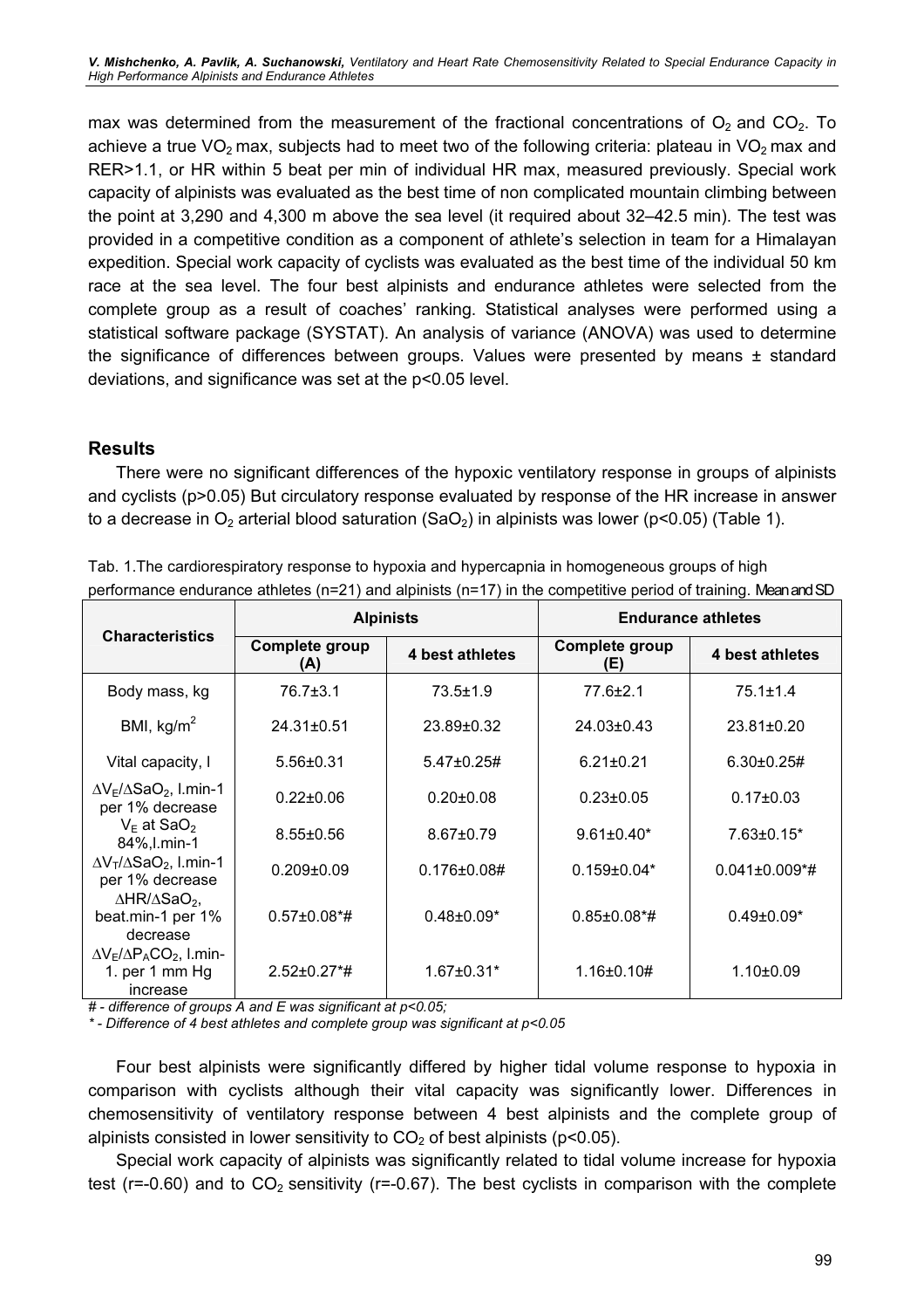max was determined from the measurement of the fractional concentrations of $O_2$ and $CO_2$. To achieve a true $VO_2$ max, subjects had to meet two of the following criteria: plateau in $VO_2$ max and RER>1.1, or HR within 5 beat per min of individual HR max, measured previously. Special work capacity of alpinists was evaluated as the best time of non complicated mountain climbing between the point at 3,290 and 4,300 m above the sea level (it required about 32–42.5 min). The test was provided in a competitive condition as a component of athlete's selection in team for a Himalayan expedition. Special work capacity of cyclists was evaluated as the best time of the individual 50 km race at the sea level. The four best alpinists and endurance athletes were selected from the complete group as a result of coaches' ranking. Statistical analyses were performed using a statistical software package (SYSTAT). An analysis of variance (ANOVA) was used to determine the significance of differences between groups. Values were presented by means ± standard deviations, and significance was set at the $p<0.05$ level.

## Results

There were no significant differences of the hypoxic ventilatory response in groups of alpinists and cyclists ($p>0.05$) But circulatory response evaluated by response of the HR increase in answer to a decrease in $O_2$ arterial blood saturation ($SaO_2$) in alpinists was lower ($p<0.05$) (Table 1).

Tab. 1.The cardiorespiratory response to hypoxia and hypercapnia in homogeneous groups of high performance endurance athletes (n=21) and alpinists (n=17) in the competitive period of training. Mean and SD

| Characteristics | Alpinists | | Endurance athletes | |
|---|---|---|---|---|
| | Complete group (A) | 4 best athletes | Complete group (E) | 4 best athletes |
| Body mass, kg | 76.7±3.1 | 73.5±1.9 | 77.6±2.1 | 75.1±1.4 |
| BMI, kg/m$^2$ | 24.31±0.51 | 23.89±0.32 | 24.03±0.43 | 23.81±0.20 |
| Vital capacity, l | 5.56±0.31 | 5.47±0.25# | 6.21±0.21 | 6.30±0.25# |
| $\Delta V_E/\Delta SaO_2$, l.min-1 per 1% decrease | 0.22±0.06 | 0.20±0.08 | 0.23±0.05 | 0.17±0.03 |
| $V_E$ at $SaO_2$ 84%,l.min-1 | 8.55±0.56 | 8.67±0.79 | 9.61±0.40* | 7.63±0.15* |
| $\Delta V_T/\Delta SaO_2$, l.min-1 per 1% decrease | 0.209±0.09 | 0.176±0.08# | 0.159±0.04* | 0.041±0.009*# |
| $\Delta HR/\Delta SaO_2$, beat.min-1 per 1% decrease | 0.57±0.08*# | 0.48±0.09* | 0.85±0.08*# | 0.49±0.09* |
| $\Delta V_E/\Delta P_ACO_2$, l.min-1. per 1 mm Hg increase | 2.52±0.27*# | 1.67±0.31* | 1.16±0.10# | 1.10±0.09 |

*# - difference of groups A and E was significant at p<0.05;*

*\* - Difference of 4 best athletes and complete group was significant at p<0.05*

Four best alpinists were significantly differed by higher tidal volume response to hypoxia in comparison with cyclists although their vital capacity was significantly lower. Differences in chemosensitivity of ventilatory response between 4 best alpinists and the complete group of alpinists consisted in lower sensitivity to $CO_2$ of best alpinists ($p<0.05$).

Special work capacity of alpinists was significantly related to tidal volume increase for hypoxia test ($r=-0.60$) and to $CO_2$ sensitivity ($r=-0.67$). The best cyclists in comparison with the complete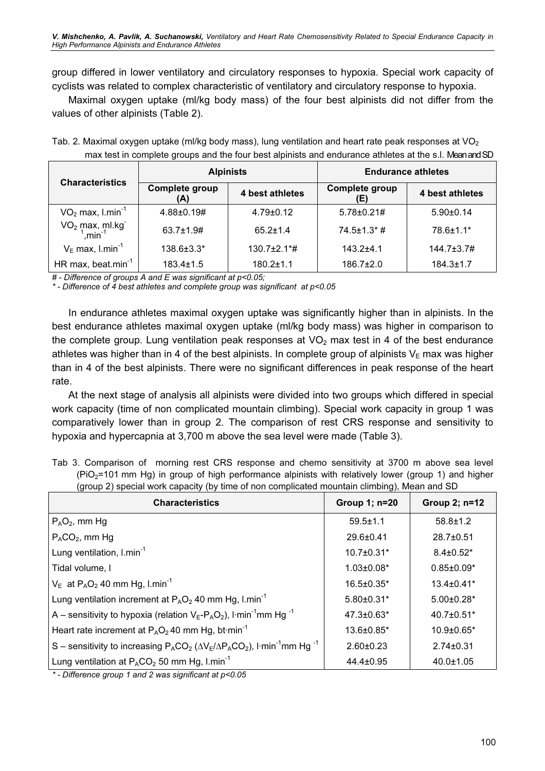group differed in lower ventilatory and circulatory responses to hypoxia. Special work capacity of cyclists was related to complex characteristic of ventilatory and circulatory response to hypoxia.

Maximal oxygen uptake (ml/kg body mass) of the four best alpinists did not differ from the values of other alpinists (Table 2).

Tab. 2. Maximal oxygen uptake (ml/kg body mass), lung ventilation and heart rate peak responses at $VO_2$ max test in complete groups and the four best alpinists and endurance athletes at the s.l. Mean and SD

| Characteristics | Alpinists | | Endurance athletes | |
|---|---|---|---|---|
| | Complete group (A) | 4 best athletes | Complete group (E) | 4 best athletes |
| $VO_2$ max, $l.min^{-1}$ | 4.88±0.19# | 4.79±0.12 | 5.78±0.21# | 5.90±0.14 |
| $VO_2$ max, $ml.kg^{-1}.min^{-1}$ | 63.7±1.9# | 65.2±1.4 | 74.5±1.3* # | 78.6±1.1* |
| $V_E$ max, $l.min^{-1}$ | 138.6±3.3* | 130.7±2.1*# | 143.2±4.1 | 144.7±3.7# |
| HR max, $beat.min^{-1}$ | 183.4±1.5 | 180.2±1.1 | 186.7±2.0 | 184.3±1.7 |

*# - Difference of groups A and E was significant at $p<0.05$;*
*\* - Difference of 4 best athletes and complete group was significant at $p<0.05$*

In endurance athletes maximal oxygen uptake was significantly higher than in alpinists. In the best endurance athletes maximal oxygen uptake (ml/kg body mass) was higher in comparison to the complete group. Lung ventilation peak responses at $VO_2$ max test in 4 of the best endurance athletes was higher than in 4 of the best alpinists. In complete group of alpinists $V_E$ max was higher than in 4 of the best alpinists. There were no significant differences in peak response of the heart rate.

At the next stage of analysis all alpinists were divided into two groups which differed in special work capacity (time of non complicated mountain climbing). Special work capacity in group 1 was comparatively lower than in group 2. The comparison of rest CRS response and sensitivity to hypoxia and hypercapnia at 3,700 m above the sea level were made (Table 3).

Tab 3. Comparison of morning rest CRS response and chemo sensitivity at 3700 m above sea level ($PiO_2$=101 mm Hg) in group of high performance alpinists with relatively lower (group 1) and higher (group 2) special work capacity (by time of non complicated mountain climbing), Mean and SD

| Characteristics | Group 1; n=20 | Group 2; n=12 |
|---|---|---|
| $P_AO_2$, mm Hg | 59.5±1.1 | 58.8±1.2 |
| $P_ACO_2$, mm Hg | 29.6±0.41 | 28.7±0.51 |
| Lung ventilation, $l.min^{-1}$ | 10.7±0.31* | 8.4±0.52* |
| Tidal volume, l | 1.03±0.08* | 0.85±0.09* |
| $V_E$ at $P_AO_2$ 40 mm Hg, $l.min^{-1}$ | 16.5±0.35* | 13.4±0.41* |
| Lung ventilation increment at $P_AO_2$ 40 mm Hg, $l.min^{-1}$ | 5.80±0.31* | 5.00±0.28* |
| A – sensitivity to hypoxia (relation $V_E$-$P_AO_2$), $l \cdot min^{-1} mm\ Hg^{-1}$ | 47.3±0.63* | 40.7±0.51* |
| Heart rate increment at $P_AO_2$ 40 mm Hg, $bt \cdot min^{-1}$ | 13.6±0.85* | 10.9±0.65* |
| S – sensitivity to increasing $P_ACO_2$ ($\Delta V_E/\Delta P_ACO_2$), $l \cdot min^{-1} mm\ Hg^{-1}$ | 2.60±0.23 | 2.74±0.31 |
| Lung ventilation at $P_ACO_2$ 50 mm Hg, $l.min^{-1}$ | 44.4±0.95 | 40.0±1.05 |

*\* - Difference group 1 and 2 was significant at $p<0.05$*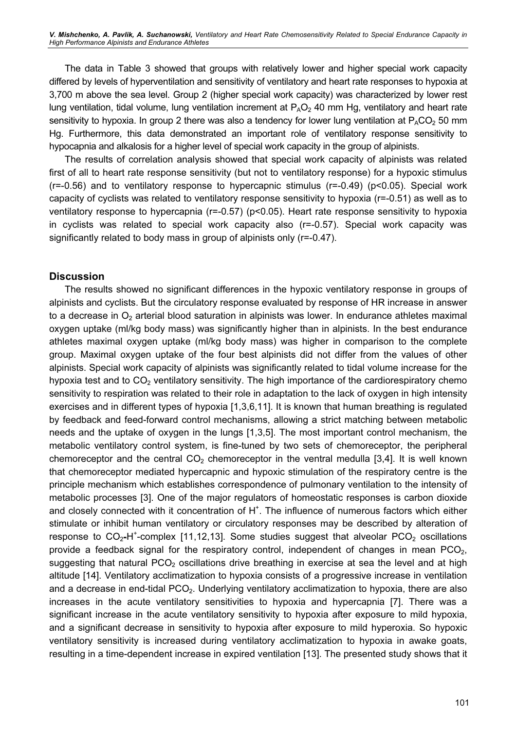The data in Table 3 showed that groups with relatively lower and higher special work capacity differed by levels of hyperventilation and sensitivity of ventilatory and heart rate responses to hypoxia at 3,700 m above the sea level. Group 2 (higher special work capacity) was characterized by lower rest lung ventilation, tidal volume, lung ventilation increment at $P_AO_2$ 40 mm Hg, ventilatory and heart rate sensitivity to hypoxia. In group 2 there was also a tendency for lower lung ventilation at $P_ACO_2$ 50 mm Hg. Furthermore, this data demonstrated an important role of ventilatory response sensitivity to hypocapnia and alkalosis for a higher level of special work capacity in the group of alpinists.

The results of correlation analysis showed that special work capacity of alpinists was related first of all to heart rate response sensitivity (but not to ventilatory response) for a hypoxic stimulus ($r=-0.56$) and to ventilatory response to hypercapnic stimulus ($r=-0.49$) ($p<0.05$). Special work capacity of cyclists was related to ventilatory response sensitivity to hypoxia ($r=-0.51$) as well as to ventilatory response to hypercapnia ($r=-0.57$) ($p<0.05$). Heart rate response sensitivity to hypoxia in cyclists was related to special work capacity also ($r=-0.57$). Special work capacity was significantly related to body mass in group of alpinists only ($r=-0.47$).

## Discussion

The results showed no significant differences in the hypoxic ventilatory response in groups of alpinists and cyclists. But the circulatory response evaluated by response of HR increase in answer to a decrease in $O_2$ arterial blood saturation in alpinists was lower. In endurance athletes maximal oxygen uptake (ml/kg body mass) was significantly higher than in alpinists. In the best endurance athletes maximal oxygen uptake (ml/kg body mass) was higher in comparison to the complete group. Maximal oxygen uptake of the four best alpinists did not differ from the values of other alpinists. Special work capacity of alpinists was significantly related to tidal volume increase for the hypoxia test and to $CO_2$ ventilatory sensitivity. The high importance of the cardiorespiratory chemo sensitivity to respiration was related to their role in adaptation to the lack of oxygen in high intensity exercises and in different types of hypoxia [1,3,6,11]. It is known that human breathing is regulated by feedback and feed-forward control mechanisms, allowing a strict matching between metabolic needs and the uptake of oxygen in the lungs [1,3,5]. The most important control mechanism, the metabolic ventilatory control system, is fine-tuned by two sets of chemoreceptor, the peripheral chemoreceptor and the central $CO_2$ chemoreceptor in the ventral medulla [3,4]. It is well known that chemoreceptor mediated hypercapnic and hypoxic stimulation of the respiratory centre is the principle mechanism which establishes correspondence of pulmonary ventilation to the intensity of metabolic processes [3]. One of the major regulators of homeostatic responses is carbon dioxide and closely connected with it concentration of $H^+$. The influence of numerous factors which either stimulate or inhibit human ventilatory or circulatory responses may be described by alteration of response to $CO_2$-$H^+$-complex [11,12,13]. Some studies suggest that alveolar $PCO_2$ oscillations provide a feedback signal for the respiratory control, independent of changes in mean $PCO_2$, suggesting that natural $PCO_2$ oscillations drive breathing in exercise at sea the level and at high altitude [14]. Ventilatory acclimatization to hypoxia consists of a progressive increase in ventilation and a decrease in end-tidal $PCO_2$. Underlying ventilatory acclimatization to hypoxia, there are also increases in the acute ventilatory sensitivities to hypoxia and hypercapnia [7]. There was a significant increase in the acute ventilatory sensitivity to hypoxia after exposure to mild hypoxia, and a significant decrease in sensitivity to hypoxia after exposure to mild hyperoxia. So hypoxic ventilatory sensitivity is increased during ventilatory acclimatization to hypoxia in awake goats, resulting in a time-dependent increase in expired ventilation [13]. The presented study shows that it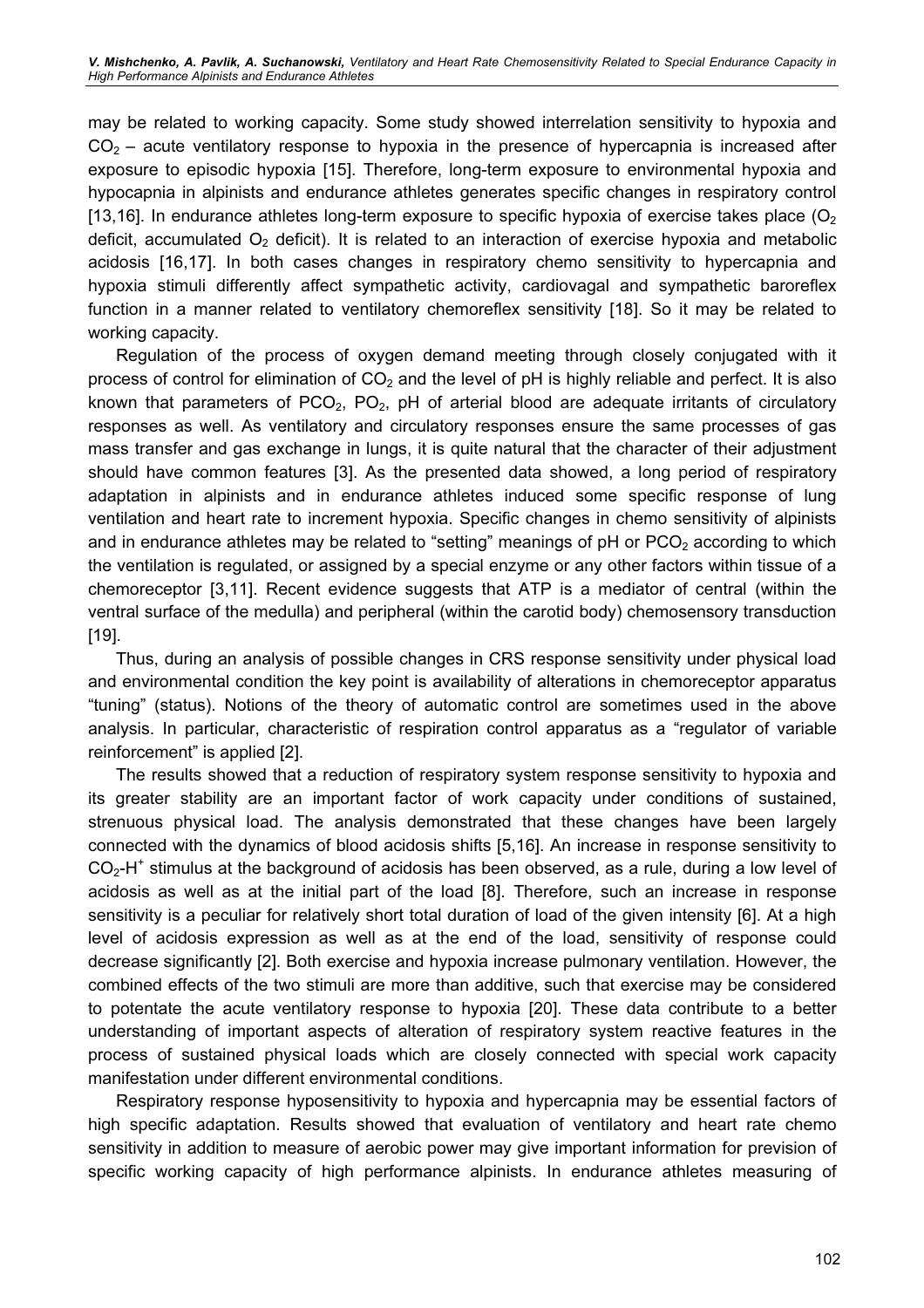may be related to working capacity. Some study showed interrelation sensitivity to hypoxia and $CO_2$ – acute ventilatory response to hypoxia in the presence of hypercapnia is increased after exposure to episodic hypoxia [15]. Therefore, long-term exposure to environmental hypoxia and hypocapnia in alpinists and endurance athletes generates specific changes in respiratory control [13,16]. In endurance athletes long-term exposure to specific hypoxia of exercise takes place ($O_2$ deficit, accumulated $O_2$ deficit). It is related to an interaction of exercise hypoxia and metabolic acidosis [16,17]. In both cases changes in respiratory chemo sensitivity to hypercapnia and hypoxia stimuli differently affect sympathetic activity, cardiovagal and sympathetic baroreflex function in a manner related to ventilatory chemoreflex sensitivity [18]. So it may be related to working capacity.

Regulation of the process of oxygen demand meeting through closely conjugated with it process of control for elimination of $CO_2$ and the level of pH is highly reliable and perfect. It is also known that parameters of $PCO_2$, $PO_2$, pH of arterial blood are adequate irritants of circulatory responses as well. As ventilatory and circulatory responses ensure the same processes of gas mass transfer and gas exchange in lungs, it is quite natural that the character of their adjustment should have common features [3]. As the presented data showed, a long period of respiratory adaptation in alpinists and in endurance athletes induced some specific response of lung ventilation and heart rate to increment hypoxia. Specific changes in chemo sensitivity of alpinists and in endurance athletes may be related to "setting" meanings of pH or $PCO_2$ according to which the ventilation is regulated, or assigned by a special enzyme or any other factors within tissue of a chemoreceptor [3,11]. Recent evidence suggests that ATP is a mediator of central (within the ventral surface of the medulla) and peripheral (within the carotid body) chemosensory transduction [19].

Thus, during an analysis of possible changes in CRS response sensitivity under physical load and environmental condition the key point is availability of alterations in chemoreceptor apparatus "tuning" (status). Notions of the theory of automatic control are sometimes used in the above analysis. In particular, characteristic of respiration control apparatus as a "regulator of variable reinforcement" is applied [2].

The results showed that a reduction of respiratory system response sensitivity to hypoxia and its greater stability are an important factor of work capacity under conditions of sustained, strenuous physical load. The analysis demonstrated that these changes have been largely connected with the dynamics of blood acidosis shifts [5,16]. An increase in response sensitivity to $CO_2$-$H^+$ stimulus at the background of acidosis has been observed, as a rule, during a low level of acidosis as well as at the initial part of the load [8]. Therefore, such an increase in response sensitivity is a peculiar for relatively short total duration of load of the given intensity [6]. At a high level of acidosis expression as well as at the end of the load, sensitivity of response could decrease significantly [2]. Both exercise and hypoxia increase pulmonary ventilation. However, the combined effects of the two stimuli are more than additive, such that exercise may be considered to potentate the acute ventilatory response to hypoxia [20]. These data contribute to a better understanding of important aspects of alteration of respiratory system reactive features in the process of sustained physical loads which are closely connected with special work capacity manifestation under different environmental conditions.

Respiratory response hyposensitivity to hypoxia and hypercapnia may be essential factors of high specific adaptation. Results showed that evaluation of ventilatory and heart rate chemo sensitivity in addition to measure of aerobic power may give important information for prevision of specific working capacity of high performance alpinists. In endurance athletes measuring of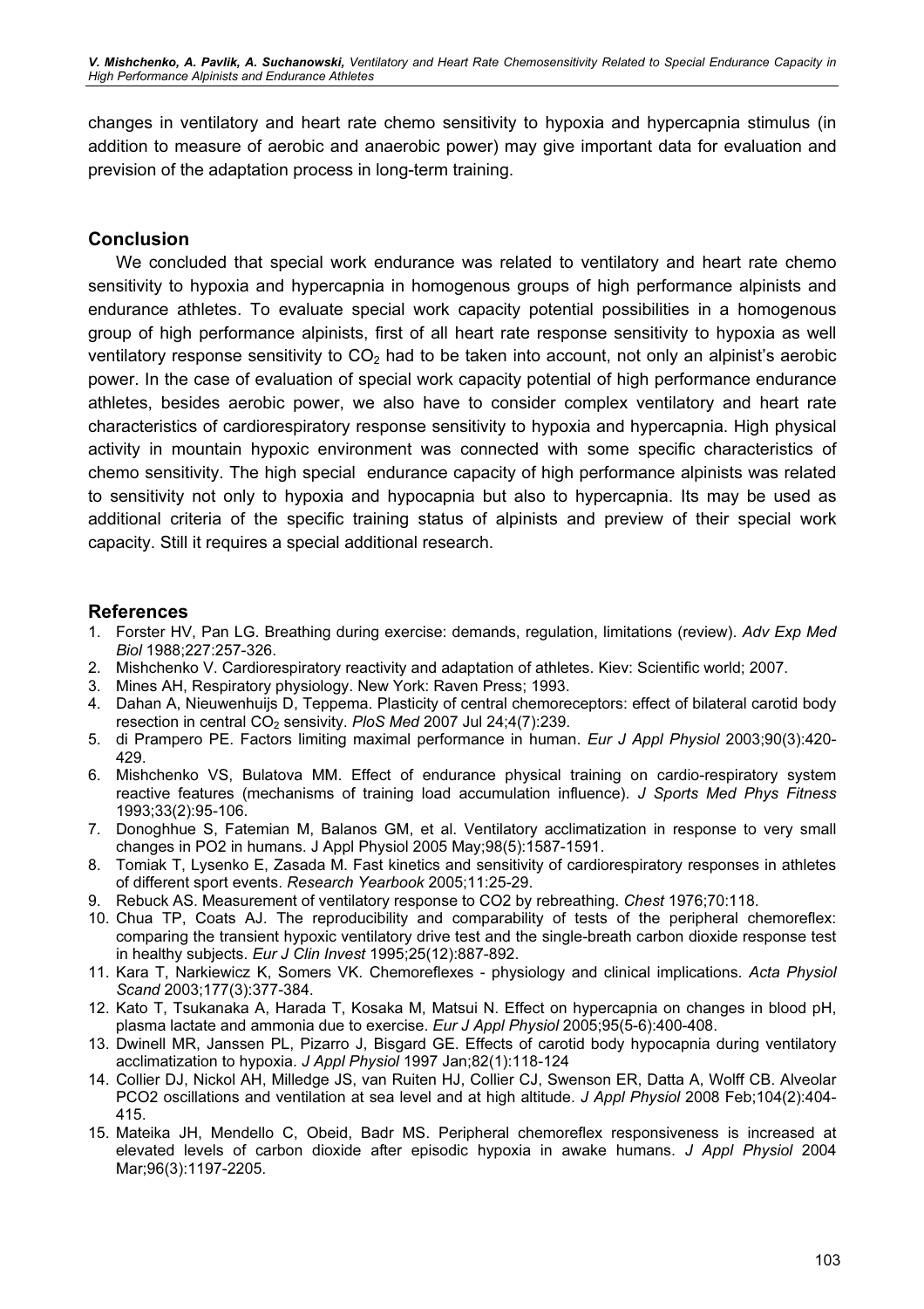changes in ventilatory and heart rate chemo sensitivity to hypoxia and hypercapnia stimulus (in addition to measure of aerobic and anaerobic power) may give important data for evaluation and prevision of the adaptation process in long-term training.

## Conclusion

We concluded that special work endurance was related to ventilatory and heart rate chemo sensitivity to hypoxia and hypercapnia in homogenous groups of high performance alpinists and endurance athletes. To evaluate special work capacity potential possibilities in a homogenous group of high performance alpinists, first of all heart rate response sensitivity to hypoxia as well ventilatory response sensitivity to $CO_2$ had to be taken into account, not only an alpinist's aerobic power. In the case of evaluation of special work capacity potential of high performance endurance athletes, besides aerobic power, we also have to consider complex ventilatory and heart rate characteristics of cardiorespiratory response sensitivity to hypoxia and hypercapnia. High physical activity in mountain hypoxic environment was connected with some specific characteristics of chemo sensitivity. The high special endurance capacity of high performance alpinists was related to sensitivity not only to hypoxia and hypocapnia but also to hypercapnia. Its may be used as additional criteria of the specific training status of alpinists and preview of their special work capacity. Still it requires a special additional research.

## References

1. Forster HV, Pan LG. Breathing during exercise: demands, regulation, limitations (review). *Adv Exp Med Biol* 1988;227:257-326.
2. Mishchenko V. Cardiorespiratory reactivity and adaptation of athletes. Kiev: Scientific world; 2007.
3. Mines AH, Respiratory physiology. New York: Raven Press; 1993.
4. Dahan A, Nieuwenhuijs D, Teppema. Plasticity of central chemoreceptors: effect of bilateral carotid body resection in central $CO_2$ sensivity. *PloS Med* 2007 Jul 24;4(7):239.
5. di Prampero PE. Factors limiting maximal performance in human. *Eur J Appl Physiol* 2003;90(3):420-429.
6. Mishchenko VS, Bulatova MM. Effect of endurance physical training on cardio-respiratory system reactive features (mechanisms of training load accumulation influence). *J Sports Med Phys Fitness* 1993;33(2):95-106.
7. Donoghhue S, Fatemian M, Balanos GM, et al. Ventilatory acclimatization in response to very small changes in PO2 in humans. J Appl Physiol 2005 May;98(5):1587-1591.
8. Tomiak T, Lysenko E, Zasada M. Fast kinetics and sensitivity of cardiorespiratory responses in athletes of different sport events. *Research Yearbook* 2005;11:25-29.
9. Rebuck AS. Measurement of ventilatory response to CO2 by rebreathing. *Chest* 1976;70:118.
10. Chua TP, Coats AJ. The reproducibility and comparability of tests of the peripheral chemoreflex: comparing the transient hypoxic ventilatory drive test and the single-breath carbon dioxide response test in healthy subjects. *Eur J Clin Invest* 1995;25(12):887-892.
11. Kara T, Narkiewicz K, Somers VK. Chemoreflexes - physiology and clinical implications. *Acta Physiol Scand* 2003;177(3):377-384.
12. Kato T, Tsukanaka A, Harada T, Kosaka M, Matsui N. Effect on hypercapnia on changes in blood pH, plasma lactate and ammonia due to exercise. *Eur J Appl Physiol* 2005;95(5-6):400-408.
13. Dwinell MR, Janssen PL, Pizarro J, Bisgard GE. Effects of carotid body hypocapnia during ventilatory acclimatization to hypoxia. *J Appl Physiol* 1997 Jan;82(1):118-124
14. Collier DJ, Nickol AH, Milledge JS, van Ruiten HJ, Collier CJ, Swenson ER, Datta A, Wolff CB. Alveolar PCO2 oscillations and ventilation at sea level and at high altitude. *J Appl Physiol* 2008 Feb;104(2):404-415.
15. Mateika JH, Mendello C, Obeid, Badr MS. Peripheral chemoreflex responsiveness is increased at elevated levels of carbon dioxide after episodic hypoxia in awake humans. *J Appl Physiol* 2004 Mar;96(3):1197-2205.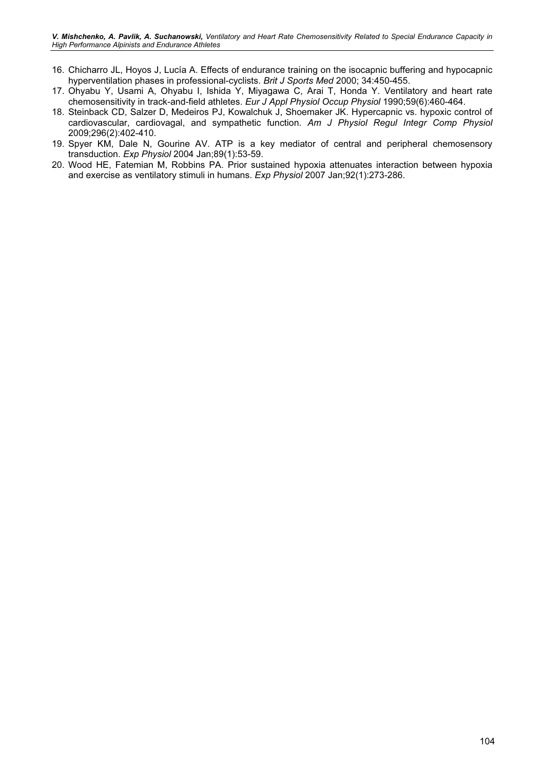16. Chicharro JL, Hoyos J, Lucía A. Effects of endurance training on the isocapnic buffering and hypocapnic hyperventilation phases in professional-cyclists. *Brit J Sports Med* 2000; 34:450-455.
17. Ohyabu Y, Usami A, Ohyabu I, Ishida Y, Miyagawa C, Arai T, Honda Y. Ventilatory and heart rate chemosensitivity in track-and-field athletes. *Eur J Appl Physiol Occup Physiol* 1990;59(6):460-464.
18. Steinback CD, Salzer D, Medeiros PJ, Kowalchuk J, Shoemaker JK. Hypercapnic vs. hypoxic control of cardiovascular, cardiovagal, and sympathetic function. *Am J Physiol Regul Integr Comp Physiol* 2009;296(2):402-410.
19. Spyer KM, Dale N, Gourine AV. ATP is a key mediator of central and peripheral chemosensory transduction. *Exp Physiol* 2004 Jan;89(1):53-59.
20. Wood HE, Fatemian M, Robbins PA. Prior sustained hypoxia attenuates interaction between hypoxia and exercise as ventilatory stimuli in humans. *Exp Physiol* 2007 Jan;92(1):273-286.